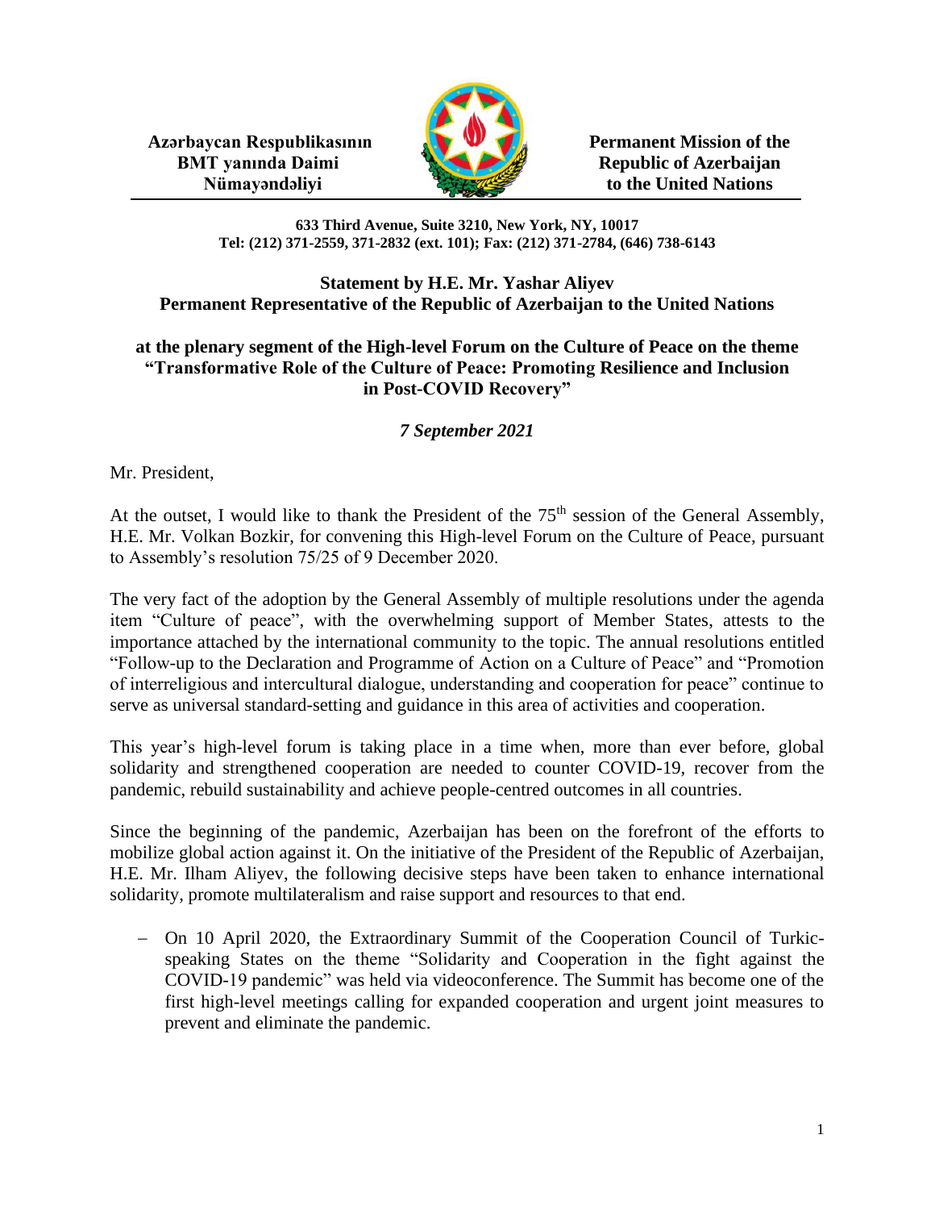**Azərbaycan Respublikasının BMT yanında Daimi Nümayəndəliyi**

**Permanent Mission of the Republic of Azerbaijan to the United Nations**

**633 Third Avenue, Suite 3210, New York, NY, 10017**
**Tel: (212) 371-2559, 371-2832 (ext. 101); Fax: (212) 371-2784, (646) 738-6143**

**Statement by H.E. Mr. Yashar Aliyev**
**Permanent Representative of the Republic of Azerbaijan to the United Nations**

**at the plenary segment of the High-level Forum on the Culture of Peace on the theme "Transformative Role of the Culture of Peace: Promoting Resilience and Inclusion in Post-COVID Recovery"**

***7 September 2021***

Mr. President,

At the outset, I would like to thank the President of the 75th session of the General Assembly, H.E. Mr. Volkan Bozkir, for convening this High-level Forum on the Culture of Peace, pursuant to Assembly's resolution 75/25 of 9 December 2020.

The very fact of the adoption by the General Assembly of multiple resolutions under the agenda item "Culture of peace", with the overwhelming support of Member States, attests to the importance attached by the international community to the topic. The annual resolutions entitled "Follow-up to the Declaration and Programme of Action on a Culture of Peace" and "Promotion of interreligious and intercultural dialogue, understanding and cooperation for peace" continue to serve as universal standard-setting and guidance in this area of activities and cooperation.

This year's high-level forum is taking place in a time when, more than ever before, global solidarity and strengthened cooperation are needed to counter COVID-19, recover from the pandemic, rebuild sustainability and achieve people-centred outcomes in all countries.

Since the beginning of the pandemic, Azerbaijan has been on the forefront of the efforts to mobilize global action against it. On the initiative of the President of the Republic of Azerbaijan, H.E. Mr. Ilham Aliyev, the following decisive steps have been taken to enhance international solidarity, promote multilateralism and raise support and resources to that end.

- On 10 April 2020, the Extraordinary Summit of the Cooperation Council of Turkic-speaking States on the theme "Solidarity and Cooperation in the fight against the COVID-19 pandemic" was held via videoconference. The Summit has become one of the first high-level meetings calling for expanded cooperation and urgent joint measures to prevent and eliminate the pandemic.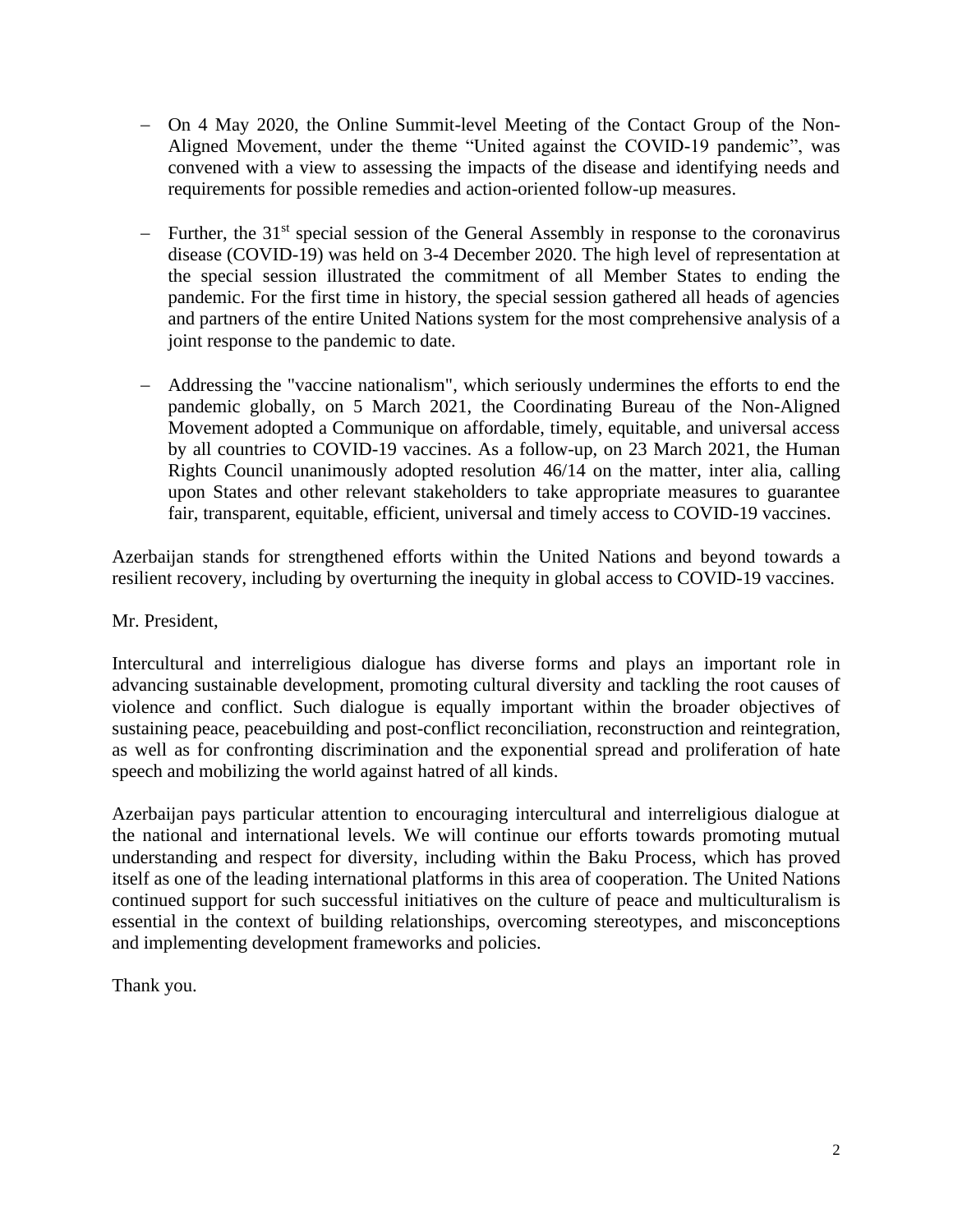- On 4 May 2020, the Online Summit-level Meeting of the Contact Group of the Non-Aligned Movement, under the theme "United against the COVID-19 pandemic", was convened with a view to assessing the impacts of the disease and identifying needs and requirements for possible remedies and action-oriented follow-up measures.

- Further, the 31st special session of the General Assembly in response to the coronavirus disease (COVID-19) was held on 3-4 December 2020. The high level of representation at the special session illustrated the commitment of all Member States to ending the pandemic. For the first time in history, the special session gathered all heads of agencies and partners of the entire United Nations system for the most comprehensive analysis of a joint response to the pandemic to date.

- Addressing the "vaccine nationalism", which seriously undermines the efforts to end the pandemic globally, on 5 March 2021, the Coordinating Bureau of the Non-Aligned Movement adopted a Communique on affordable, timely, equitable, and universal access by all countries to COVID-19 vaccines. As a follow-up, on 23 March 2021, the Human Rights Council unanimously adopted resolution 46/14 on the matter, inter alia, calling upon States and other relevant stakeholders to take appropriate measures to guarantee fair, transparent, equitable, efficient, universal and timely access to COVID-19 vaccines.

Azerbaijan stands for strengthened efforts within the United Nations and beyond towards a resilient recovery, including by overturning the inequity in global access to COVID-19 vaccines.

Mr. President,

Intercultural and interreligious dialogue has diverse forms and plays an important role in advancing sustainable development, promoting cultural diversity and tackling the root causes of violence and conflict. Such dialogue is equally important within the broader objectives of sustaining peace, peacebuilding and post-conflict reconciliation, reconstruction and reintegration, as well as for confronting discrimination and the exponential spread and proliferation of hate speech and mobilizing the world against hatred of all kinds.

Azerbaijan pays particular attention to encouraging intercultural and interreligious dialogue at the national and international levels. We will continue our efforts towards promoting mutual understanding and respect for diversity, including within the Baku Process, which has proved itself as one of the leading international platforms in this area of cooperation. The United Nations continued support for such successful initiatives on the culture of peace and multiculturalism is essential in the context of building relationships, overcoming stereotypes, and misconceptions and implementing development frameworks and policies.

Thank you.